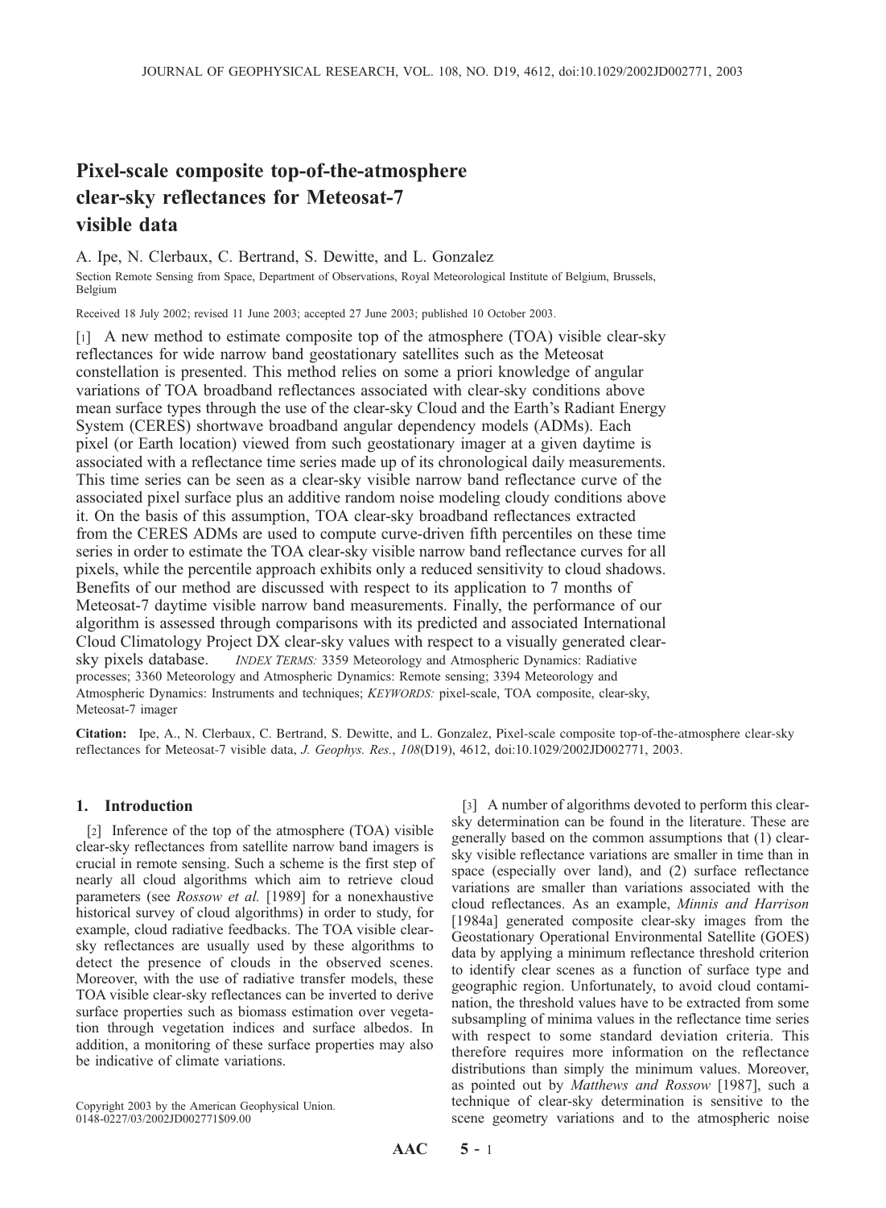# Pixel-scale composite top-of-the-atmosphere clear-sky reflectances for Meteosat-7 visible data

A. Ipe, N. Clerbaux, C. Bertrand, S. Dewitte, and L. Gonzalez

Section Remote Sensing from Space, Department of Observations, Royal Meteorological Institute of Belgium, Brussels, Belgium

Received 18 July 2002; revised 11 June 2003; accepted 27 June 2003; published 10 October 2003.

[1] A new method to estimate composite top of the atmosphere (TOA) visible clear-sky reflectances for wide narrow band geostationary satellites such as the Meteosat constellation is presented. This method relies on some a priori knowledge of angular variations of TOA broadband reflectances associated with clear-sky conditions above mean surface types through the use of the clear-sky Cloud and the Earth's Radiant Energy System (CERES) shortwave broadband angular dependency models (ADMs). Each pixel (or Earth location) viewed from such geostationary imager at a given daytime is associated with a reflectance time series made up of its chronological daily measurements. This time series can be seen as a clear-sky visible narrow band reflectance curve of the associated pixel surface plus an additive random noise modeling cloudy conditions above it. On the basis of this assumption, TOA clear-sky broadband reflectances extracted from the CERES ADMs are used to compute curve-driven fifth percentiles on these time series in order to estimate the TOA clear-sky visible narrow band reflectance curves for all pixels, while the percentile approach exhibits only a reduced sensitivity to cloud shadows. Benefits of our method are discussed with respect to its application to 7 months of Meteosat-7 daytime visible narrow band measurements. Finally, the performance of our algorithm is assessed through comparisons with its predicted and associated International Cloud Climatology Project DX clear-sky values with respect to a visually generated clear-sky pixels database. *INDEX TERMS:* 3359 Meteorology and Atmospheric Dynamics: Radiative processes; 3360 Meteorology and Atmospheric Dynamics: Remote sensing; 3394 Meteorology and Atmospheric Dynamics: Instruments and techniques; *KEYWORDS:* pixel-scale, TOA composite, clear-sky, Meteosat-7 imager

**Citation:** Ipe, A., N. Clerbaux, C. Bertrand, S. Dewitte, and L. Gonzalez, Pixel-scale composite top-of-the-atmosphere clear-sky reflectances for Meteosat-7 visible data, *J. Geophys. Res.*, *108*(D19), 4612, doi:10.1029/2002JD002771, 2003.

## 1. Introduction

[2] Inference of the top of the atmosphere (TOA) visible clear-sky reflectances from satellite narrow band imagers is crucial in remote sensing. Such a scheme is the first step of nearly all cloud algorithms which aim to retrieve cloud parameters (see *Rossow et al.* [1989] for a nonexhaustive historical survey of cloud algorithms) in order to study, for example, cloud radiative feedbacks. The TOA visible clear-sky reflectances are usually used by these algorithms to detect the presence of clouds in the observed scenes. Moreover, with the use of radiative transfer models, these TOA visible clear-sky reflectances can be inverted to derive surface properties such as biomass estimation over vegetation through vegetation indices and surface albedos. In addition, a monitoring of these surface properties may also be indicative of climate variations.

Copyright 2003 by the American Geophysical Union.
0148-0227/03/2002JD002771$09.00

[3] A number of algorithms devoted to perform this clear-sky determination can be found in the literature. These are generally based on the common assumptions that (1) clear-sky visible reflectance variations are smaller in time than in space (especially over land), and (2) surface reflectance variations are smaller than variations associated with the cloud reflectances. As an example, *Minnis and Harrison* [1984a] generated composite clear-sky images from the Geostationary Operational Environmental Satellite (GOES) data by applying a minimum reflectance threshold criterion to identify clear scenes as a function of surface type and geographic region. Unfortunately, to avoid cloud contamination, the threshold values have to be extracted from some subsampling of minima values in the reflectance time series with respect to some standard deviation criteria. This therefore requires more information on the reflectance distributions than simply the minimum values. Moreover, as pointed out by *Matthews and Rossow* [1987], such a technique of clear-sky determination is sensitive to the scene geometry variations and to the atmospheric noise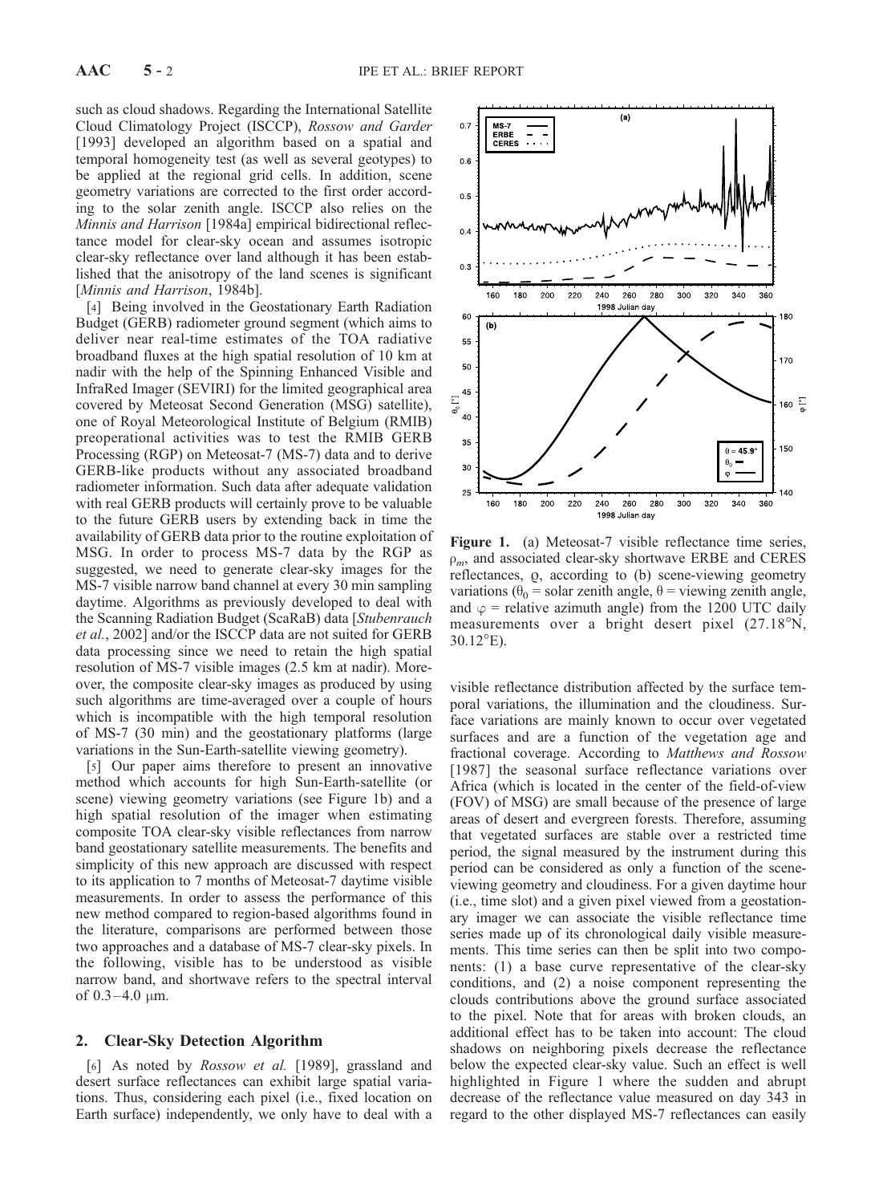such as cloud shadows. Regarding the International Satellite Cloud Climatology Project (ISCCP), *Rossow and Garder* [1993] developed an algorithm based on a spatial and temporal homogeneity test (as well as several geotypes) to be applied at the regional grid cells. In addition, scene geometry variations are corrected to the first order according to the solar zenith angle. ISCCP also relies on the *Minnis and Harrison* [1984a] empirical bidirectional reflectance model for clear-sky ocean and assumes isotropic clear-sky reflectance over land although it has been established that the anisotropy of the land scenes is significant [*Minnis and Harrison*, 1984b].

[4] Being involved in the Geostationary Earth Radiation Budget (GERB) radiometer ground segment (which aims to deliver near real-time estimates of the TOA radiative broadband fluxes at the high spatial resolution of 10 km at nadir with the help of the Spinning Enhanced Visible and InfraRed Imager (SEVIRI) for the limited geographical area covered by Meteosat Second Generation (MSG) satellite), one of Royal Meteorological Institute of Belgium (RMIB) preoperational activities was to test the RMIB GERB Processing (RGP) on Meteosat-7 (MS-7) data and to derive GERB-like products without any associated broadband radiometer information. Such data after adequate validation with real GERB products will certainly prove to be valuable to the future GERB users by extending back in time the availability of GERB data prior to the routine exploitation of MSG. In order to process MS-7 data by the RGP as suggested, we need to generate clear-sky images for the MS-7 visible narrow band channel at every 30 min sampling daytime. Algorithms as previously developed to deal with the Scanning Radiation Budget (ScaRaB) data [*Stubenrauch et al.*, 2002] and/or the ISCCP data are not suited for GERB data processing since we need to retain the high spatial resolution of MS-7 visible images (2.5 km at nadir). Moreover, the composite clear-sky images as produced by using such algorithms are time-averaged over a couple of hours which is incompatible with the high temporal resolution of MS-7 (30 min) and the geostationary platforms (large variations in the Sun-Earth-satellite viewing geometry).

[5] Our paper aims therefore to present an innovative method which accounts for high Sun-Earth-satellite (or scene) viewing geometry variations (see Figure 1b) and a high spatial resolution of the imager when estimating composite TOA clear-sky visible reflectances from narrow band geostationary satellite measurements. The benefits and simplicity of this new approach are discussed with respect to its application to 7 months of Meteosat-7 daytime visible measurements. In order to assess the performance of this new method compared to region-based algorithms found in the literature, comparisons are performed between those two approaches and a database of MS-7 clear-sky pixels. In the following, visible has to be understood as visible narrow band, and shortwave refers to the spectral interval of 0.3–4.0 μm.

## 2. Clear-Sky Detection Algorithm

[6] As noted by *Rossow et al.* [1989], grassland and desert surface reflectances can exhibit large spatial variations. Thus, considering each pixel (i.e., fixed location on Earth surface) independently, we only have to deal with a visible reflectance distribution affected by the surface temporal variations, the illumination and the cloudiness. Surface variations are mainly known to occur over vegetated surfaces and are a function of the vegetation age and fractional coverage. According to *Matthews and Rossow* [1987] the seasonal surface reflectance variations over Africa (which is located in the center of the field-of-view (FOV) of MSG) are small because of the presence of large areas of desert and evergreen forests. Therefore, assuming that vegetated surfaces are stable over a restricted time period, the signal measured by the instrument during this period can be considered as only a function of the scene-viewing geometry and cloudiness. For a given daytime hour (i.e., time slot) and a given pixel viewed from a geostationary imager we can associate the visible reflectance time series made up of its chronological daily visible measurements. This time series can then be split into two components: (1) a base curve representative of the clear-sky conditions, and (2) a noise component representing the clouds contributions above the ground surface associated to the pixel. Note that for areas with broken clouds, an additional effect has to be taken into account: The cloud shadows on neighboring pixels decrease the reflectance below the expected clear-sky value. Such an effect is well highlighted in Figure 1 where the sudden and abrupt decrease of the reflectance value measured on day 343 in regard to the other displayed MS-7 reflectances can easily

(a)

MS-7
ERBE
CERES

1998 Julian day

(b)

$\theta_0$ [°]

$\varphi$ [°]

$\theta$ = 45.9°
$\theta_0$
$\varphi$

1998 Julian day

**Figure 1.** (a) Meteosat-7 visible reflectance time series, $\rho_m$, and associated clear-sky shortwave ERBE and CERES reflectances, $\varrho$, according to (b) scene-viewing geometry variations ($\theta_0$ = solar zenith angle, $\theta$ = viewing zenith angle, and $\varphi$ = relative azimuth angle) from the 1200 UTC daily measurements over a bright desert pixel (27.18°N, 30.12°E).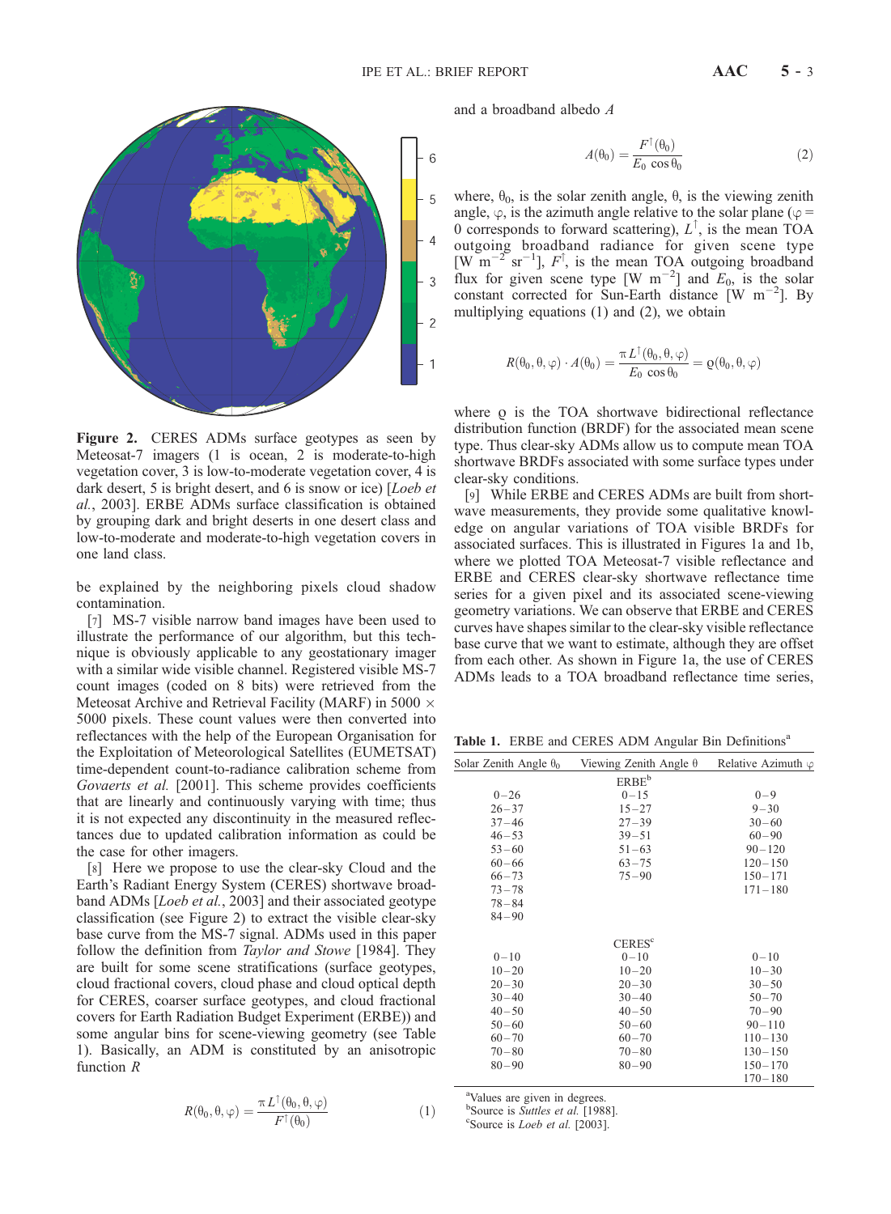6

5

4

3

2

1

**Figure 2.** CERES ADMs surface geotypes as seen by Meteosat-7 imagers (1 is ocean, 2 is moderate-to-high vegetation cover, 3 is low-to-moderate vegetation cover, 4 is dark desert, 5 is bright desert, and 6 is snow or ice) [*Loeb et al.*, 2003]. ERBE ADMs surface classification is obtained by grouping dark and bright deserts in one desert class and low-to-moderate and moderate-to-high vegetation covers in one land class.

be explained by the neighboring pixels cloud shadow contamination.

[7] MS-7 visible narrow band images have been used to illustrate the performance of our algorithm, but this technique is obviously applicable to any geostationary imager with a similar wide visible channel. Registered visible MS-7 count images (coded on 8 bits) were retrieved from the Meteosat Archive and Retrieval Facility (MARF) in 5000 × 5000 pixels. These count values were then converted into reflectances with the help of the European Organisation for the Exploitation of Meteorological Satellites (EUMETSAT) time-dependent count-to-radiance calibration scheme from *Govaerts et al.* [2001]. This scheme provides coefficients that are linearly and continuously varying with time; thus it is not expected any discontinuity in the measured reflectances due to updated calibration information as could be the case for other imagers.

[8] Here we propose to use the clear-sky Cloud and the Earth's Radiant Energy System (CERES) shortwave broadband ADMs [*Loeb et al.*, 2003] and their associated geotype classification (see Figure 2) to extract the visible clear-sky base curve from the MS-7 signal. ADMs used in this paper follow the definition from *Taylor and Stowe* [1984]. They are built for some scene stratifications (surface geotypes, cloud fractional covers, cloud phase and cloud optical depth for CERES, coarser surface geotypes, and cloud fractional covers for Earth Radiation Budget Experiment (ERBE)) and some angular bins for scene-viewing geometry (see Table 1). Basically, an ADM is constituted by an anisotropic function $R$

$$R(\theta_0, \theta, \varphi) = \frac{\pi L^{\uparrow}(\theta_0, \theta, \varphi)}{F^{\uparrow}(\theta_0)} \tag{1}$$

and a broadband albedo $A$

$$A(\theta_0) = \frac{F^{\uparrow}(\theta_0)}{E_0 \cos\theta_0} \tag{2}$$

where, $\theta_0$, is the solar zenith angle, $\theta$, is the viewing zenith angle, $\varphi$, is the azimuth angle relative to the solar plane ($\varphi$ = 0 corresponds to forward scattering), $L^{\uparrow}$, is the mean TOA outgoing broadband radiance for given scene type [W m$^{-2}$ sr$^{-1}$], $F^{\uparrow}$, is the mean TOA outgoing broadband flux for given scene type [W m$^{-2}$] and $E_0$, is the solar constant corrected for Sun-Earth distance [W m$^{-2}$]. By multiplying equations (1) and (2), we obtain

$$R(\theta_0, \theta, \varphi) \cdot A(\theta_0) = \frac{\pi L^{\uparrow}(\theta_0, \theta, \varphi)}{E_0 \cos\theta_0} = \varrho(\theta_0, \theta, \varphi)$$

where $\varrho$ is the TOA shortwave bidirectional reflectance distribution function (BRDF) for the associated mean scene type. Thus clear-sky ADMs allow us to compute mean TOA shortwave BRDFs associated with some surface types under clear-sky conditions.

[9] While ERBE and CERES ADMs are built from shortwave measurements, they provide some qualitative knowledge on angular variations of TOA visible BRDFs for associated surfaces. This is illustrated in Figures 1a and 1b, where we plotted TOA Meteosat-7 visible reflectance and ERBE and CERES clear-sky shortwave reflectance time series for a given pixel and its associated scene-viewing geometry variations. We can observe that ERBE and CERES curves have shapes similar to the clear-sky visible reflectance base curve that we want to estimate, although they are offset from each other. As shown in Figure 1a, the use of CERES ADMs leads to a TOA broadband reflectance time series,

**Table 1.** ERBE and CERES ADM Angular Bin Definitions[a]

| Solar Zenith Angle $\theta_0$ | Viewing Zenith Angle $\theta$ | Relative Azimuth $\varphi$ |
|---|---|---|
| | ERBE[b] | |
| 0–26 | 0–15 | 0–9 |
| 26–37 | 15–27 | 9–30 |
| 37–46 | 27–39 | 30–60 |
| 46–53 | 39–51 | 60–90 |
| 53–60 | 51–63 | 90–120 |
| 60–66 | 63–75 | 120–150 |
| 66–73 | 75–90 | 150–171 |
| 73–78 | | 171–180 |
| 78–84 | | |
| 84–90 | | |
| | CERES[c] | |
| 0–10 | 0–10 | 0–10 |
| 10–20 | 10–20 | 10–30 |
| 20–30 | 20–30 | 30–50 |
| 30–40 | 30–40 | 50–70 |
| 40–50 | 40–50 | 70–90 |
| 50–60 | 50–60 | 90–110 |
| 60–70 | 60–70 | 110–130 |
| 70–80 | 70–80 | 130–150 |
| 80–90 | 80–90 | 150–170 |
| | | 170–180 |

[a]Values are given in degrees.
[b]Source is *Suttles et al.* [1988].
[c]Source is *Loeb et al.* [2003].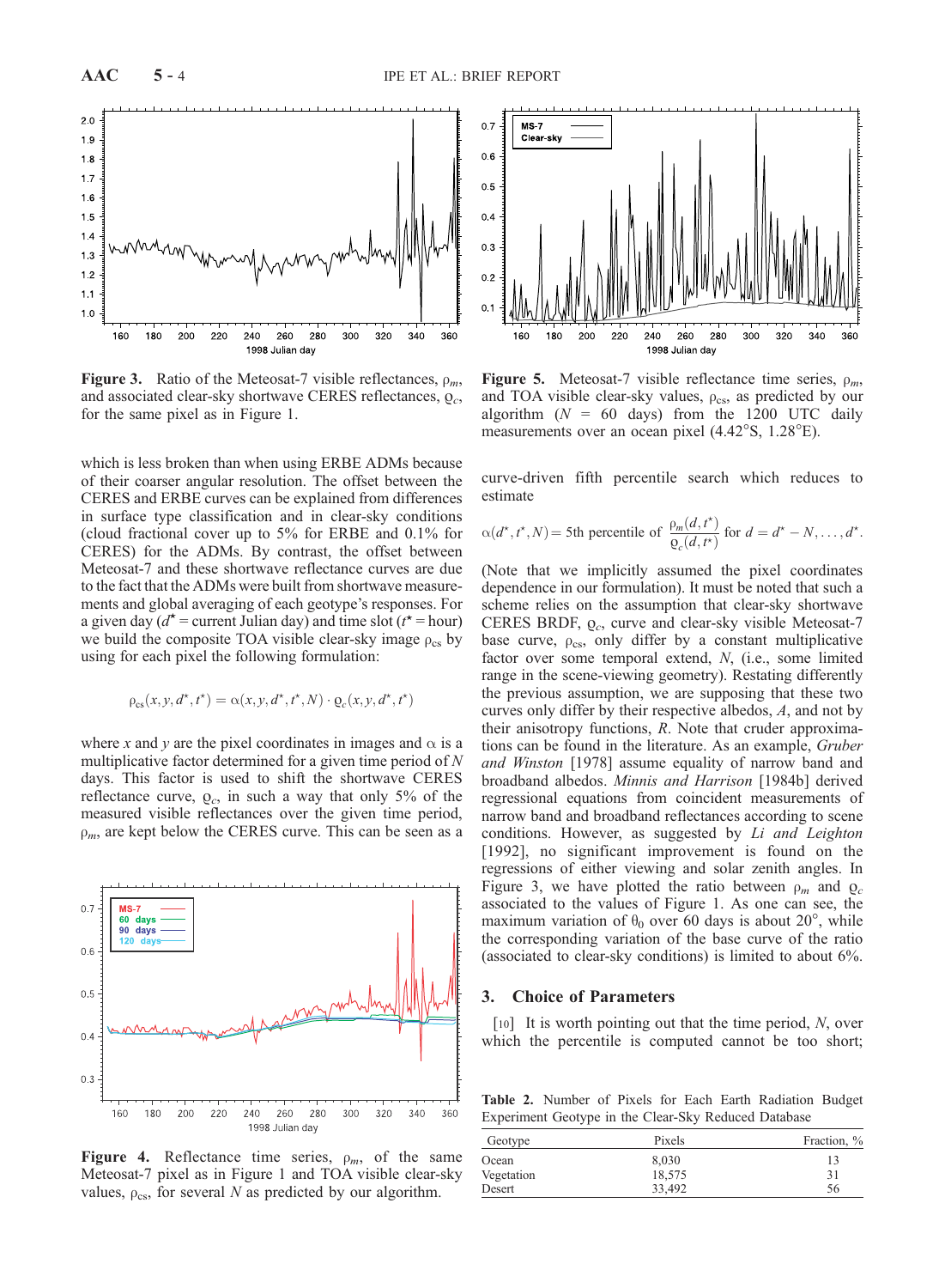Figure 3. Ratio of the Meteosat-7 visible reflectances, $\rho_m$, and associated clear-sky shortwave CERES reflectances, $\varrho_c$, for the same pixel as in Figure 1.

Figure 5. Meteosat-7 visible reflectance time series, $\rho_m$, and TOA visible clear-sky values, $\rho_{cs}$, as predicted by our algorithm ($N$ = 60 days) from the 1200 UTC daily measurements over an ocean pixel (4.42°S, 1.28°E).

which is less broken than when using ERBE ADMs because of their coarser angular resolution. The offset between the CERES and ERBE curves can be explained from differences in surface type classification and in clear-sky conditions (cloud fractional cover up to 5% for ERBE and 0.1% for CERES) for the ADMs. By contrast, the offset between Meteosat-7 and these shortwave reflectance curves are due to the fact that the ADMs were built from shortwave measurements and global averaging of each geotype's responses. For a given day ($d^\star$ = current Julian day) and time slot ($t^\star$ = hour) we build the composite TOA visible clear-sky image $\rho_{cs}$ by using for each pixel the following formulation:

$$\rho_{cs}(x, y, d^\star, t^\star) = \alpha(x, y, d^\star, t^\star, N) \cdot \varrho_c(x, y, d^\star, t^\star)$$

where $x$ and $y$ are the pixel coordinates in images and $\alpha$ is a multiplicative factor determined for a given time period of $N$ days. This factor is used to shift the shortwave CERES reflectance curve, $\varrho_c$, in such a way that only 5% of the measured visible reflectances over the given time period, $\rho_m$, are kept below the CERES curve. This can be seen as a curve-driven fifth percentile search which reduces to estimate

$$\alpha(d^\star, t^\star, N) = \text{5th percentile of } \frac{\rho_m(d, t^\star)}{\varrho_c(d, t^\star)} \text{ for } d = d^\star - N, \ldots, d^\star.$$

(Note that we implicitly assumed the pixel coordinates dependence in our formulation). It must be noted that such a scheme relies on the assumption that clear-sky shortwave CERES BRDF, $\varrho_c$, curve and clear-sky visible Meteosat-7 base curve, $\rho_{cs}$, only differ by a constant multiplicative factor over some temporal extend, $N$, (i.e., some limited range in the scene-viewing geometry). Restating differently the previous assumption, we are supposing that these two curves only differ by their respective albedos, $A$, and not by their anisotropy functions, $R$. Note that cruder approximations can be found in the literature. As an example, *Gruber and Winston* [1978] assume equality of narrow band and broadband albedos. *Minnis and Harrison* [1984b] derived regressional equations from coincident measurements of narrow band and broadband reflectances according to scene conditions. However, as suggested by *Li and Leighton* [1992], no significant improvement is found on the regressions of either viewing and solar zenith angles. In Figure 3, we have plotted the ratio between $\rho_m$ and $\varrho_c$ associated to the values of Figure 1. As one can see, the maximum variation of $\theta_0$ over 60 days is about 20°, while the corresponding variation of the base curve of the ratio (associated to clear-sky conditions) is limited to about 6%.

Figure 4. Reflectance time series, $\rho_m$, of the same Meteosat-7 pixel as in Figure 1 and TOA visible clear-sky values, $\rho_{cs}$, for several $N$ as predicted by our algorithm.

## 3. Choice of Parameters

[10] It is worth pointing out that the time period, $N$, over which the percentile is computed cannot be too short;

Table 2. Number of Pixels for Each Earth Radiation Budget Experiment Geotype in the Clear-Sky Reduced Database

| Geotype | Pixels | Fraction, % |
|---|---|---|
| Ocean | 8,030 | 13 |
| Vegetation | 18,575 | 31 |
| Desert | 33,492 | 56 |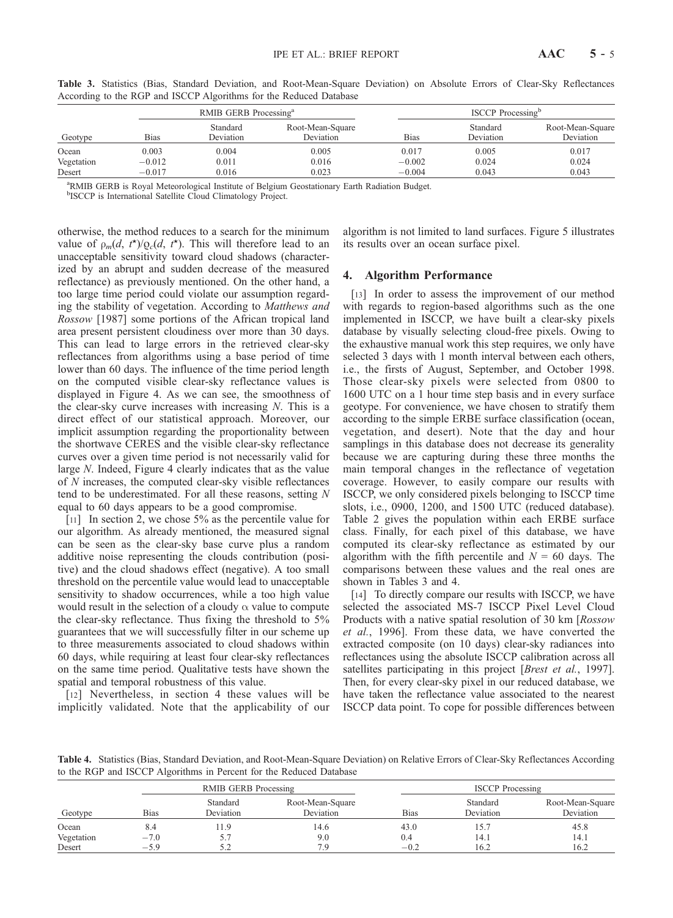**Table 3.** Statistics (Bias, Standard Deviation, and Root-Mean-Square Deviation) on Absolute Errors of Clear-Sky Reflectances According to the RGP and ISCCP Algorithms for the Reduced Database

| | RMIB GERB Processing[a] | | | ISCCP Processing[b] | | |
|---|---|---|---|---|---|---|
| Geotype | Bias | Standard Deviation | Root-Mean-Square Deviation | Bias | Standard Deviation | Root-Mean-Square Deviation |
| Ocean | 0.003 | 0.004 | 0.005 | 0.017 | 0.005 | 0.017 |
| Vegetation | −0.012 | 0.011 | 0.016 | −0.002 | 0.024 | 0.024 |
| Desert | −0.017 | 0.016 | 0.023 | −0.004 | 0.043 | 0.043 |

[a]RMIB GERB is Royal Meteorological Institute of Belgium Geostationary Earth Radiation Budget.
[b]ISCCP is International Satellite Cloud Climatology Project.

otherwise, the method reduces to a search for the minimum value of $\rho_m(d, t^\star)/\varrho_c(d, t^\star)$. This will therefore lead to an unacceptable sensitivity toward cloud shadows (characterized by an abrupt and sudden decrease of the measured reflectance) as previously mentioned. On the other hand, a too large time period could violate our assumption regarding the stability of vegetation. According to *Matthews and Rossow* [1987] some portions of the African tropical land area present persistent cloudiness over more than 30 days. This can lead to large errors in the retrieved clear-sky reflectances from algorithms using a base period of time lower than 60 days. The influence of the time period length on the computed visible clear-sky reflectance values is displayed in Figure 4. As we can see, the smoothness of the clear-sky curve increases with increasing $N$. This is a direct effect of our statistical approach. Moreover, our implicit assumption regarding the proportionality between the shortwave CERES and the visible clear-sky reflectance curves over a given time period is not necessarily valid for large $N$. Indeed, Figure 4 clearly indicates that as the value of $N$ increases, the computed clear-sky visible reflectances tend to be underestimated. For all these reasons, setting $N$ equal to 60 days appears to be a good compromise.

[11] In section 2, we chose 5% as the percentile value for our algorithm. As already mentioned, the measured signal can be seen as the clear-sky base curve plus a random additive noise representing the clouds contribution (positive) and the cloud shadows effect (negative). A too small threshold on the percentile value would lead to unacceptable sensitivity to shadow occurrences, while a too high value would result in the selection of a cloudy $\alpha$ value to compute the clear-sky reflectance. Thus fixing the threshold to 5% guarantees that we will successfully filter in our scheme up to three measurements associated to cloud shadows within 60 days, while requiring at least four clear-sky reflectances on the same time period. Qualitative tests have shown the spatial and temporal robustness of this value.

[12] Nevertheless, in section 4 these values will be implicitly validated. Note that the applicability of our algorithm is not limited to land surfaces. Figure 5 illustrates its results over an ocean surface pixel.

## 4. Algorithm Performance

[13] In order to assess the improvement of our method with regards to region-based algorithms such as the one implemented in ISCCP, we have built a clear-sky pixels database by visually selecting cloud-free pixels. Owing to the exhaustive manual work this step requires, we only have selected 3 days with 1 month interval between each others, i.e., the firsts of August, September, and October 1998. Those clear-sky pixels were selected from 0800 to 1600 UTC on a 1 hour time step basis and in every surface geotype. For convenience, we have chosen to stratify them according to the simple ERBE surface classification (ocean, vegetation, and desert). Note that the day and hour samplings in this database does not decrease its generality because we are capturing during these three months the main temporal changes in the reflectance of vegetation coverage. However, to easily compare our results with ISCCP, we only considered pixels belonging to ISCCP time slots, i.e., 0900, 1200, and 1500 UTC (reduced database). Table 2 gives the population within each ERBE surface class. Finally, for each pixel of this database, we have computed its clear-sky reflectance as estimated by our algorithm with the fifth percentile and $N = 60$ days. The comparisons between these values and the real ones are shown in Tables 3 and 4.

[14] To directly compare our results with ISCCP, we have selected the associated MS-7 ISCCP Pixel Level Cloud Products with a native spatial resolution of 30 km [*Rossow et al.*, 1996]. From these data, we have converted the extracted composite (on 10 days) clear-sky radiances into reflectances using the absolute ISCCP calibration across all satellites participating in this project [*Brest et al.*, 1997]. Then, for every clear-sky pixel in our reduced database, we have taken the reflectance value associated to the nearest ISCCP data point. To cope for possible differences between

**Table 4.** Statistics (Bias, Standard Deviation, and Root-Mean-Square Deviation) on Relative Errors of Clear-Sky Reflectances According to the RGP and ISCCP Algorithms in Percent for the Reduced Database

| | RMIB GERB Processing | | | ISCCP Processing | | |
|---|---|---|---|---|---|---|
| Geotype | Bias | Standard Deviation | Root-Mean-Square Deviation | Bias | Standard Deviation | Root-Mean-Square Deviation |
| Ocean | 8.4 | 11.9 | 14.6 | 43.0 | 15.7 | 45.8 |
| Vegetation | −7.0 | 5.7 | 9.0 | 0.4 | 14.1 | 14.1 |
| Desert | −5.9 | 5.2 | 7.9 | −0.2 | 16.2 | 16.2 |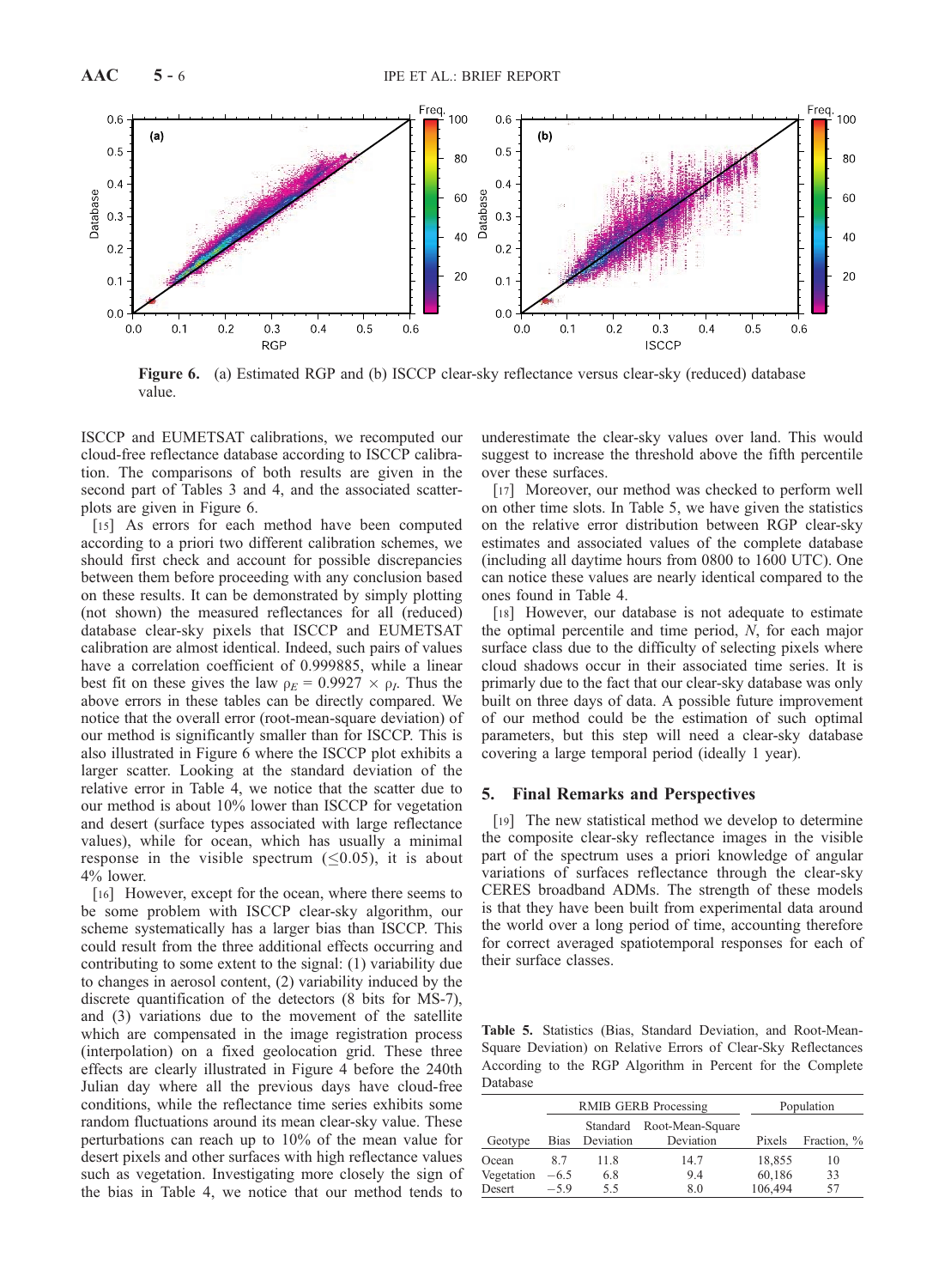(a)

Freq.

100
80
60
40
20

0.6
0.5
0.4
0.3
0.2
0.1
0.0

Database

0.0 0.1 0.2 0.3 0.4 0.5 0.6

RGP

(b)

Freq.

100
80
60
40
20

0.6
0.5
0.4
0.3
0.2
0.1
0.0

Database

0.0 0.1 0.2 0.3 0.4 0.5 0.6

ISCCP

**Figure 6.** (a) Estimated RGP and (b) ISCCP clear-sky reflectance versus clear-sky (reduced) database value.

ISCCP and EUMETSAT calibrations, we recomputed our cloud-free reflectance database according to ISCCP calibration. The comparisons of both results are given in the second part of Tables 3 and 4, and the associated scatterplots are given in Figure 6.

[15] As errors for each method have been computed according to a priori two different calibration schemes, we should first check and account for possible discrepancies between them before proceeding with any conclusion based on these results. It can be demonstrated by simply plotting (not shown) the measured reflectances for all (reduced) database clear-sky pixels that ISCCP and EUMETSAT calibration are almost identical. Indeed, such pairs of values have a correlation coefficient of 0.999885, while a linear best fit on these gives the law $\rho_E = 0.9927 \times \rho_I$. Thus the above errors in these tables can be directly compared. We notice that the overall error (root-mean-square deviation) of our method is significantly smaller than for ISCCP. This is also illustrated in Figure 6 where the ISCCP plot exhibits a larger scatter. Looking at the standard deviation of the relative error in Table 4, we notice that the scatter due to our method is about 10% lower than ISCCP for vegetation and desert (surface types associated with large reflectance values), while for ocean, which has usually a minimal response in the visible spectrum ($\leq$0.05), it is about 4% lower.

[16] However, except for the ocean, where there seems to be some problem with ISCCP clear-sky algorithm, our scheme systematically has a larger bias than ISCCP. This could result from the three additional effects occurring and contributing to some extent to the signal: (1) variability due to changes in aerosol content, (2) variability induced by the discrete quantification of the detectors (8 bits for MS-7), and (3) variations due to the movement of the satellite which are compensated in the image registration process (interpolation) on a fixed geolocation grid. These three effects are clearly illustrated in Figure 4 before the 240th Julian day where all the previous days have cloud-free conditions, while the reflectance time series exhibits some random fluctuations around its mean clear-sky value. These perturbations can reach up to 10% of the mean value for desert pixels and other surfaces with high reflectance values such as vegetation. Investigating more closely the sign of the bias in Table 4, we notice that our method tends to underestimate the clear-sky values over land. This would suggest to increase the threshold above the fifth percentile over these surfaces.

[17] Moreover, our method was checked to perform well on other time slots. In Table 5, we have given the statistics on the relative error distribution between RGP clear-sky estimates and associated values of the complete database (including all daytime hours from 0800 to 1600 UTC). One can notice these values are nearly identical compared to the ones found in Table 4.

[18] However, our database is not adequate to estimate the optimal percentile and time period, *N*, for each major surface class due to the difficulty of selecting pixels where cloud shadows occur in their associated time series. It is primarily due to the fact that our clear-sky database was only built on three days of data. A possible future improvement of our method could be the estimation of such optimal parameters, but this step will need a clear-sky database covering a large temporal period (ideally 1 year).

## 5. Final Remarks and Perspectives

[19] The new statistical method we develop to determine the composite clear-sky reflectance images in the visible part of the spectrum uses a priori knowledge of angular variations of surfaces reflectance through the clear-sky CERES broadband ADMs. The strength of these models is that they have been built from experimental data around the world over a long period of time, accounting therefore for correct averaged spatiotemporal responses for each of their surface classes.

**Table 5.** Statistics (Bias, Standard Deviation, and Root-Mean-Square Deviation) on Relative Errors of Clear-Sky Reflectances According to the RGP Algorithm in Percent for the Complete Database

| | RMIB GERB Processing | | | Population | |
|---|---|---|---|---|---|
| Geotype | Bias | Standard Deviation | Root-Mean-Square Deviation | Pixels | Fraction, % |
| Ocean | 8.7 | 11.8 | 14.7 | 18,855 | 10 |
| Vegetation | −6.5 | 6.8 | 9.4 | 60,186 | 33 |
| Desert | −5.9 | 5.5 | 8.0 | 106,494 | 57 |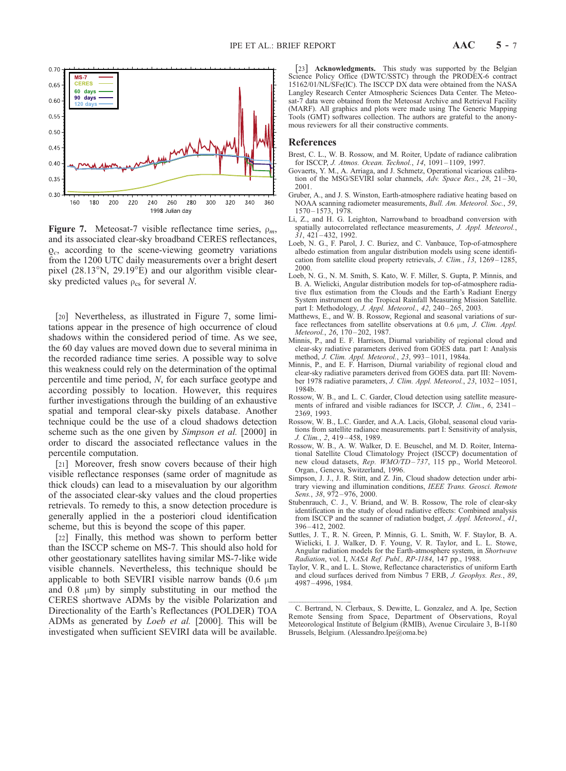0.70
0.65
0.60
0.55
0.50
0.45
0.40
0.35
0.30

MS-7
CERES
60 days
90 days
120 days

160 180 200 220 240 260 280 300 320 340 360

1998 Julian day

**Figure 7.** Meteosat-7 visible reflectance time series, $\rho_m$, and its associated clear-sky broadband CERES reflectances, $\varrho_c$, according to the scene-viewing geometry variations from the 1200 UTC daily measurements over a bright desert pixel (28.13°N, 29.19°E) and our algorithm visible clear-sky predicted values $\rho_{cs}$ for several $N$.

[20] Nevertheless, as illustrated in Figure 7, some limitations appear in the presence of high occurrence of cloud shadows within the considered period of time. As we see, the 60 day values are moved down due to several minima in the recorded radiance time series. A possible way to solve this weakness could rely on the determination of the optimal percentile and time period, $N$, for each surface geotype and according possibly to location. However, this requires further investigations through the building of an exhaustive spatial and temporal clear-sky pixels database. Another technique could be the use of a cloud shadows detection scheme such as the one given by *Simpson et al.* [2000] in order to discard the associated reflectance values in the percentile computation.

[21] Moreover, fresh snow covers because of their high visible reflectance responses (same order of magnitude as thick clouds) can lead to a misevaluation by our algorithm of the associated clear-sky values and the cloud properties retrievals. To remedy to this, a snow detection procedure is generally applied in the a posteriori cloud identification scheme, but this is beyond the scope of this paper.

[22] Finally, this method was shown to perform better than the ISCCP scheme on MS-7. This should also hold for other geostationary satellites having similar MS-7-like wide visible channels. Nevertheless, this technique should be applicable to both SEVIRI visible narrow bands (0.6 μm and 0.8 μm) by simply substituting in our method the CERES shortwave ADMs by the visible Polarization and Directionality of the Earth's Reflectances (POLDER) TOA ADMs as generated by *Loeb et al.* [2000]. This will be investigated when sufficient SEVIRI data will be available.

[23] **Acknowledgments.** This study was supported by the Belgian Science Policy Office (DWTC/SSTC) through the PRODEX-6 contract 15162/01/NL/SFe(IC). The ISCCP DX data were obtained from the NASA Langley Research Center Atmospheric Sciences Data Center. The Meteosat-7 data were obtained from the Meteosat Archive and Retrieval Facility (MARF). All graphics and plots were made using The Generic Mapping Tools (GMT) softwares collection. The authors are grateful to the anonymous reviewers for all their constructive comments.

## References

Brest, C. L., W. B. Rossow, and M. Roiter, Update of radiance calibration for ISCCP, *J. Atmos. Ocean. Technol.*, *14*, 1091–1109, 1997.

Govaerts, Y. M., A. Arriaga, and J. Schmetz, Operational vicarious calibration of the MSG/SEVIRI solar channels, *Adv. Space Res.*, *28*, 21–30, 2001.

Gruber, A., and J. S. Winston, Earth-atmosphere radiative heating based on NOAA scanning radiometer measurements, *Bull. Am. Meteorol. Soc.*, *59*, 1570–1573, 1978.

Li, Z., and H. G. Leighton, Narrowband to broadband conversion with spatially autocorrelated reflectance measurements, *J. Appl. Meteorol.*, *31*, 421–432, 1992.

Loeb, N. G., F. Parol, J. C. Buriez, and C. Vanbauce, Top-of-atmosphere albedo estimation from angular distribution models using scene identification from satellite cloud property retrievals, *J. Clim.*, *13*, 1269–1285, 2000.

Loeb, N. G., N. M. Smith, S. Kato, W. F. Miller, S. Gupta, P. Minnis, and B. A. Wielicki, Angular distribution models for top-of-atmosphere radiative flux estimation from the Clouds and the Earth's Radiant Energy System instrument on the Tropical Rainfall Measuring Mission Satellite. part I: Methodology, *J. Appl. Meteorol.*, *42*, 240–265, 2003.

Matthews, E., and W. B. Rossow, Regional and seasonal variations of surface reflectances from satellite observations at 0.6 μm, *J. Clim. Appl. Meteorol.*, *26*, 170–202, 1987.

Minnis, P., and E. F. Harrison, Diurnal variability of regional cloud and clear-sky radiative parameters derived from GOES data. part I: Analysis method, *J. Clim. Appl. Meteorol.*, *23*, 993–1011, 1984a.

Minnis, P., and E. F. Harrison, Diurnal variability of regional cloud and clear-sky radiative parameters derived from GOES data. part III: November 1978 radiative parameters, *J. Clim. Appl. Meteorol.*, *23*, 1032–1051, 1984b.

Rossow, W. B., and L. C. Garder, Cloud detection using satellite measurements of infrared and visible radiances for ISCCP, *J. Clim.*, *6*, 2341–2369, 1993.

Rossow, W. B., L.C. Garder, and A.A. Lacis, Global, seasonal cloud variations from satellite radiance measurements. part I: Sensitivity of analysis, *J. Clim.*, *2*, 419–458, 1989.

Rossow, W. B., A. W. Walker, D. E. Beuschel, and M. D. Roiter, International Satellite Cloud Climatology Project (ISCCP) documentation of new cloud datasets, *Rep. WMO/TD–737*, 115 pp., World Meteorol. Organ., Geneva, Switzerland, 1996.

Simpson, J. J., J. R. Stitt, and Z. Jin, Cloud shadow detection under arbitrary viewing and illumination conditions, *IEEE Trans. Geosci. Remote Sens.*, *38*, 972–976, 2000.

Stubenrauch, C. J., V. Briand, and W. B. Rossow, The role of clear-sky identification in the study of cloud radiative effects: Combined analysis from ISCCP and the scanner of radiation budget, *J. Appl. Meteorol.*, *41*, 396–412, 2002.

Suttles, J. T., R. N. Green, P. Minnis, G. L. Smith, W. F. Staylor, B. A. Wielicki, I. J. Walker, D. F. Young, V. R. Taylor, and L. L. Stowe, Angular radiation models for the Earth-atmosphere system, in *Shortwave Radiation*, vol. I, *NASA Ref. Publ., RP-1184*, 147 pp., 1988.

Taylor, V. R., and L. L. Stowe, Reflectance characteristics of uniform Earth and cloud surfaces derived from Nimbus 7 ERB, *J. Geophys. Res.*, *89*, 4987–4996, 1984.

---

C. Bertrand, N. Clerbaux, S. Dewitte, L. Gonzalez, and A. Ipe, Section Remote Sensing from Space, Department of Observations, Royal Meteorological Institute of Belgium (RMIB), Avenue Circulaire 3, B-1180 Brussels, Belgium. (Alessandro.Ipe@oma.be)